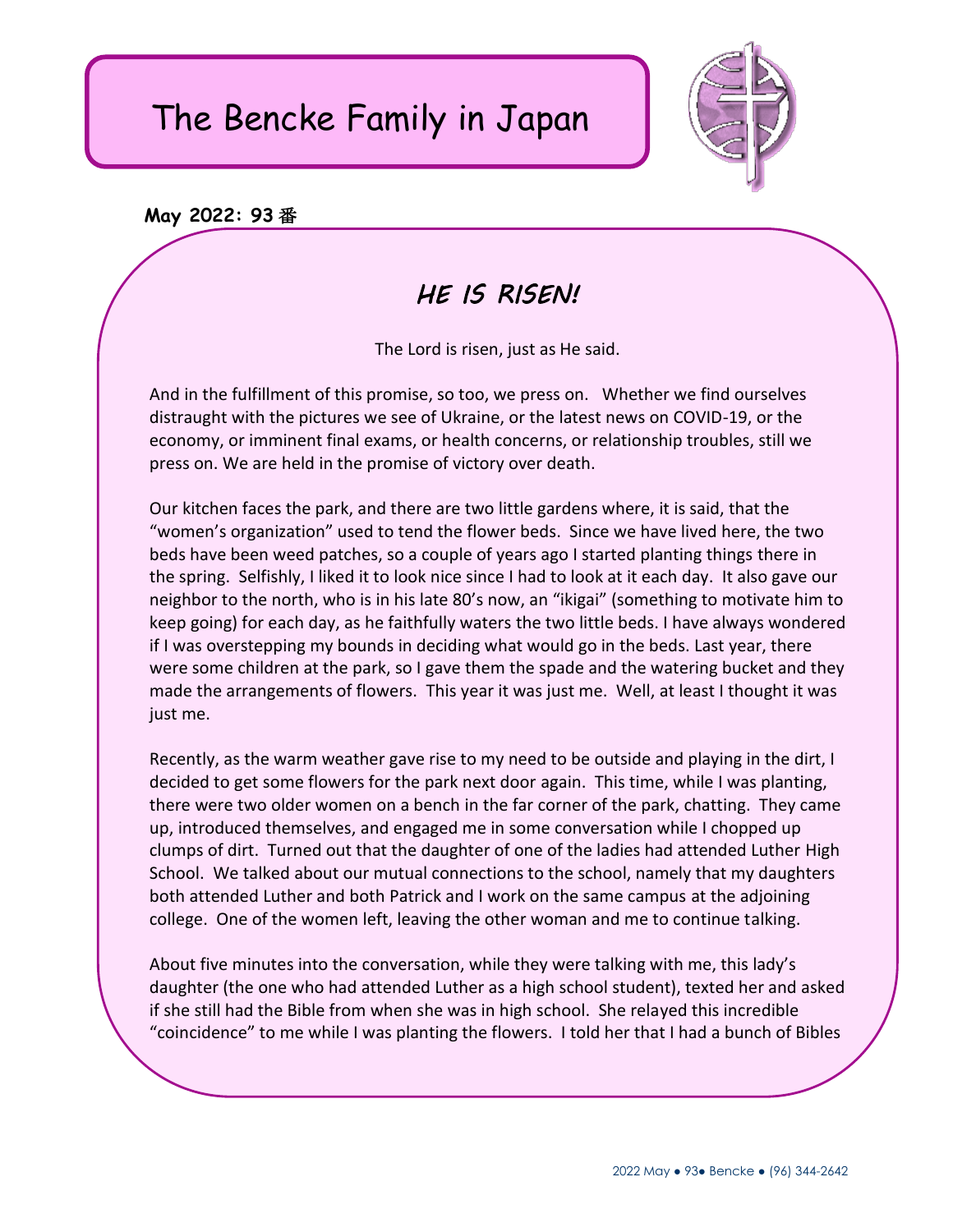# The Bencke Family in Japan

**May 2022: 93 番**

## *HE IS RISEN!*

The Lord is risen, just as He said.

And in the fulfillment of this promise, so too, we press on. Whether we find ourselves distraught with the pictures we see of Ukraine, or the latest news on COVID-19, or the economy, or imminent final exams, or health concerns, or relationship troubles, still we press on. We are held in the promise of victory over death.

Our kitchen faces the park, and there are two little gardens where, it is said, that the "women's organization" used to tend the flower beds. Since we have lived here, the two beds have been weed patches, so a couple of years ago I started planting things there in the spring. Selfishly, I liked it to look nice since I had to look at it each day. It also gave our neighbor to the north, who is in his late 80's now, an "ikigai" (something to motivate him to keep going) for each day, as he faithfully waters the two little beds. I have always wondered if I was overstepping my bounds in deciding what would go in the beds. Last year, there were some children at the park, so I gave them the spade and the watering bucket and they made the arrangements of flowers. This year it was just me. Well, at least I thought it was just me.

Recently, as the warm weather gave rise to my need to be outside and playing in the dirt, I decided to get some flowers for the park next door again. This time, while I was planting, there were two older women on a bench in the far corner of the park, chatting. They came up, introduced themselves, and engaged me in some conversation while I chopped up clumps of dirt. Turned out that the daughter of one of the ladies had attended Luther High School. We talked about our mutual connections to the school, namely that my daughters both attended Luther and both Patrick and I work on the same campus at the adjoining college. One of the women left, leaving the other woman and me to continue talking.

About five minutes into the conversation, while they were talking with me, this lady's daughter (the one who had attended Luther as a high school student), texted her and asked if she still had the Bible from when she was in high school. She relayed this incredible "coincidence" to me while I was planting the flowers. I told her that I had a bunch of Bibles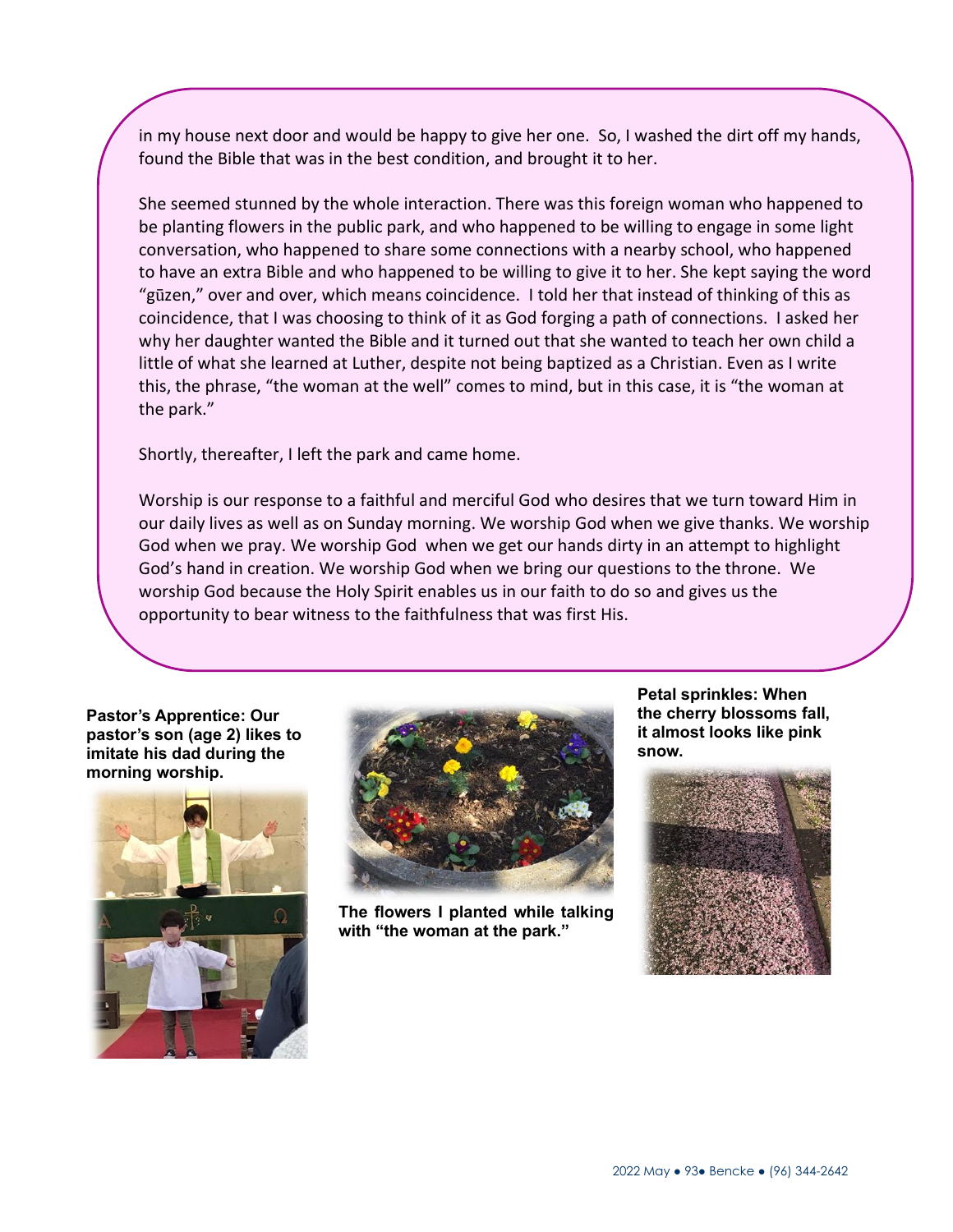in my house next door and would be happy to give her one. So, I washed the dirt off my hands, found the Bible that was in the best condition, and brought it to her.

She seemed stunned by the whole interaction. There was this foreign woman who happened to be planting flowers in the public park, and who happened to be willing to engage in some light conversation, who happened to share some connections with a nearby school, who happened to have an extra Bible and who happened to be willing to give it to her. She kept saying the word "gūzen," over and over, which means coincidence. I told her that instead of thinking of this as coincidence, that I was choosing to think of it as God forging a path of connections. I asked her why her daughter wanted the Bible and it turned out that she wanted to teach her own child a little of what she learned at Luther, despite not being baptized as a Christian. Even as I write this, the phrase, "the woman at the well" comes to mind, but in this case, it is "the woman at the park."

Shortly, thereafter, I left the park and came home.

Worship is our response to a faithful and merciful God who desires that we turn toward Him in our daily lives as well as on Sunday morning. We worship God when we give thanks. We worship God when we pray. We worship God when we get our hands dirty in an attempt to highlight God's hand in creation. We worship God when we bring our questions to the throne. We worship God because the Holy Spirit enables us in our faith to do so and gives us the opportunity to bear witness to the faithfulness that was first His.

**Pastor's Apprentice: Our pastor's son (age 2) likes to imitate his dad during the morning worship.**

**The flowers I planted while talking with "the woman at the park."**

**Petal sprinkles: When the cherry blossoms fall, it almost looks like pink snow.**